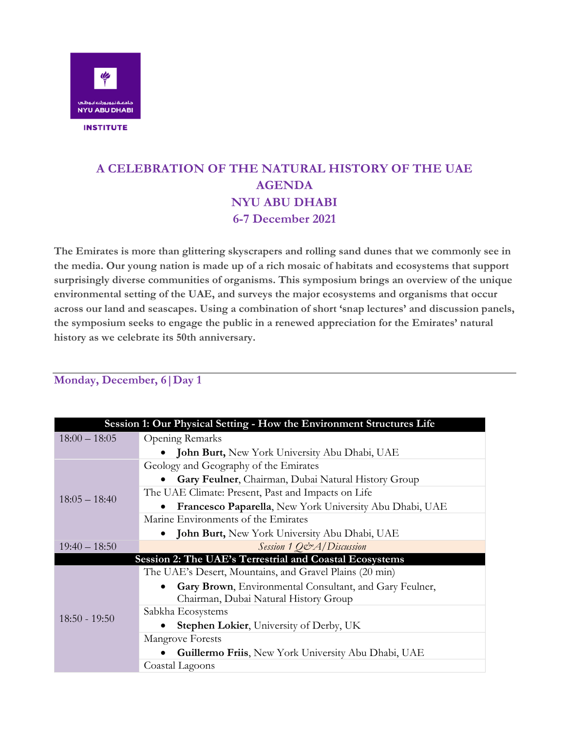NYU ABU DHABI
INSTITUTE

# A CELEBRATION OF THE NATURAL HISTORY OF THE UAE
# AGENDA
# NYU ABU DHABI
# 6-7 December 2021

**The Emirates is more than glittering skyscrapers and rolling sand dunes that we commonly see in the media. Our young nation is made up of a rich mosaic of habitats and ecosystems that support surprisingly diverse communities of organisms. This symposium brings an overview of the unique environmental setting of the UAE, and surveys the major ecosystems and organisms that occur across our land and seascapes. Using a combination of short 'snap lectures' and discussion panels, the symposium seeks to engage the public in a renewed appreciation for the Emirates' natural history as we celebrate its 50th anniversary.**

## Monday, December, 6 | Day 1

| **Session 1: Our Physical Setting - How the Environment Structures Life** | |
|---|---|
| 18:00 – 18:05 | Opening Remarks<br>• **John Burt,** New York University Abu Dhabi, UAE |
| 18:05 – 18:40 | Geology and Geography of the Emirates<br>• **Gary Feulner**, Chairman, Dubai Natural History Group |
| | The UAE Climate: Present, Past and Impacts on Life<br>• **Francesco Paparella**, New York University Abu Dhabi, UAE |
| | Marine Environments of the Emirates<br>• **John Burt,** New York University Abu Dhabi, UAE |
| 19:40 – 18:50 | *Session 1 Q&A/Discussion* |
| **Session 2: The UAE's Terrestrial and Coastal Ecosystems** | |
| 18:50 - 19:50 | The UAE's Desert, Mountains, and Gravel Plains (20 min)<br>• **Gary Brown**, Environmental Consultant, and Gary Feulner, Chairman, Dubai Natural History Group |
| | Sabkha Ecosystems<br>• **Stephen Lokier**, University of Derby, UK |
| | Mangrove Forests<br>• **Guillermo Friis**, New York University Abu Dhabi, UAE |
| | Coastal Lagoons |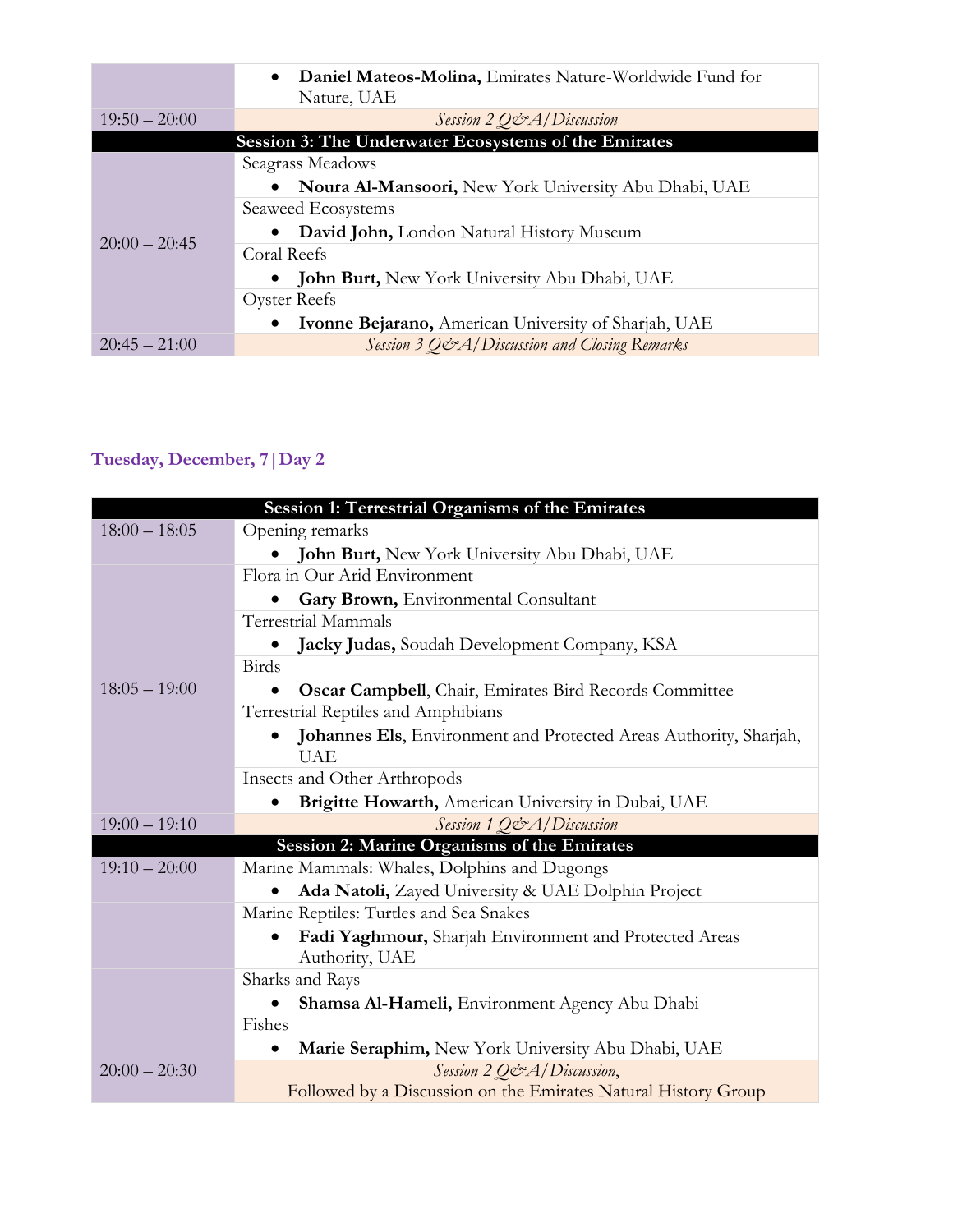| | |
|---|---|
| | • **Daniel Mateos-Molina,** Emirates Nature-Worldwide Fund for Nature, UAE |
| 19:50 – 20:00 | *Session 2 Q&A/Discussion* |
| | **Session 3: The Underwater Ecosystems of the Emirates** |
| 20:00 – 20:45 | Seagrass Meadows<br>• **Noura Al-Mansoori,** New York University Abu Dhabi, UAE |
| | Seaweed Ecosystems<br>• **David John,** London Natural History Museum |
| | Coral Reefs<br>• **John Burt,** New York University Abu Dhabi, UAE |
| | Oyster Reefs<br>• **Ivonne Bejarano,** American University of Sharjah, UAE |
| 20:45 – 21:00 | *Session 3 Q&A/Discussion and Closing Remarks* |

## Tuesday, December, 7|Day 2

| | |
|---|---|
| | **Session 1: Terrestrial Organisms of the Emirates** |
| 18:00 – 18:05 | Opening remarks<br>• **John Burt,** New York University Abu Dhabi, UAE |
| 18:05 – 19:00 | Flora in Our Arid Environment<br>• **Gary Brown,** Environmental Consultant |
| | Terrestrial Mammals<br>• **Jacky Judas,** Soudah Development Company, KSA |
| | Birds<br>• **Oscar Campbell**, Chair, Emirates Bird Records Committee |
| | Terrestrial Reptiles and Amphibians<br>• **Johannes Els**, Environment and Protected Areas Authority, Sharjah, UAE |
| | Insects and Other Arthropods<br>• **Brigitte Howarth,** American University in Dubai, UAE |
| 19:00 – 19:10 | *Session 1 Q&A/Discussion* |
| | **Session 2: Marine Organisms of the Emirates** |
| 19:10 – 20:00 | Marine Mammals: Whales, Dolphins and Dugongs<br>• **Ada Natoli,** Zayed University & UAE Dolphin Project |
| | Marine Reptiles: Turtles and Sea Snakes<br>• **Fadi Yaghmour,** Sharjah Environment and Protected Areas Authority, UAE |
| | Sharks and Rays<br>• **Shamsa Al-Hameli,** Environment Agency Abu Dhabi |
| | Fishes<br>• **Marie Seraphim,** New York University Abu Dhabi, UAE |
| 20:00 – 20:30 | *Session 2 Q&A/Discussion*,<br>Followed by a Discussion on the Emirates Natural History Group |